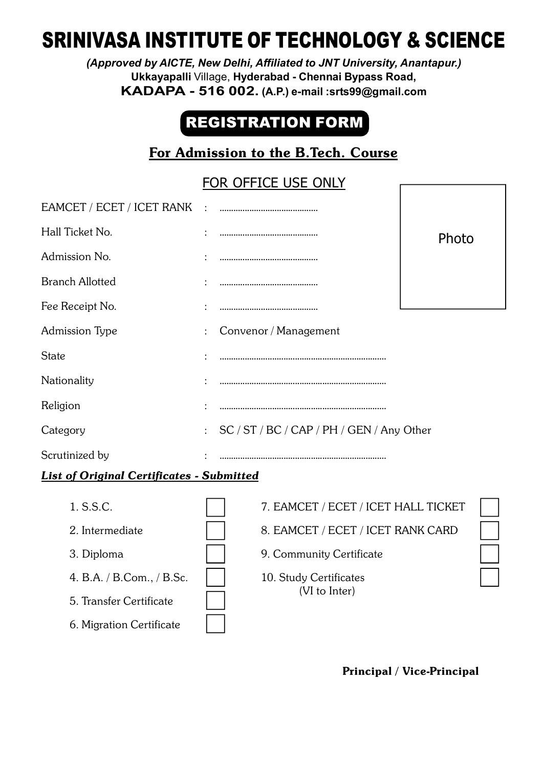# SRINIVASA INSTITUTE OF TECHNOLOGY & SCIENCE

*(Approved by AICTE, New Delhi, Affiliated to JNT University, Anantapur.)*
**Ukkayapalli** Village, **Hyderabad - Chennai Bypass Road,**
**KADAPA - 516 002. (A.P.) e-mail :srts99@gmail.com**

## REGISTRATION FORM

### For Admission to the B.Tech. Course

FOR OFFICE USE ONLY

Photo

EAMCET / ECET / ICET RANK : ..........................................

Hall Ticket No. : ..........................................

Admission No. : ..........................................

Branch Allotted : ..........................................

Fee Receipt No. : ..........................................

Admission Type : Convenor / Management

State : ........................................................................

Nationality : ........................................................................

Religion : ........................................................................

Category : SC / ST / BC / CAP / PH / GEN / Any Other

Scrutinized by : ........................................................................

***List of Original Certificates - Submitted***

1. S.S.C. ☐
2. Intermediate ☐
3. Diploma ☐
4. B.A. / B.Com., / B.Sc. ☐
5. Transfer Certificate ☐
6. Migration Certificate ☐
7. EAMCET / ECET / ICET HALL TICKET ☐
8. EAMCET / ECET / ICET RANK CARD ☐
9. Community Certificate ☐
10. Study Certificates (VI to Inter) ☐

**Principal / Vice-Principal**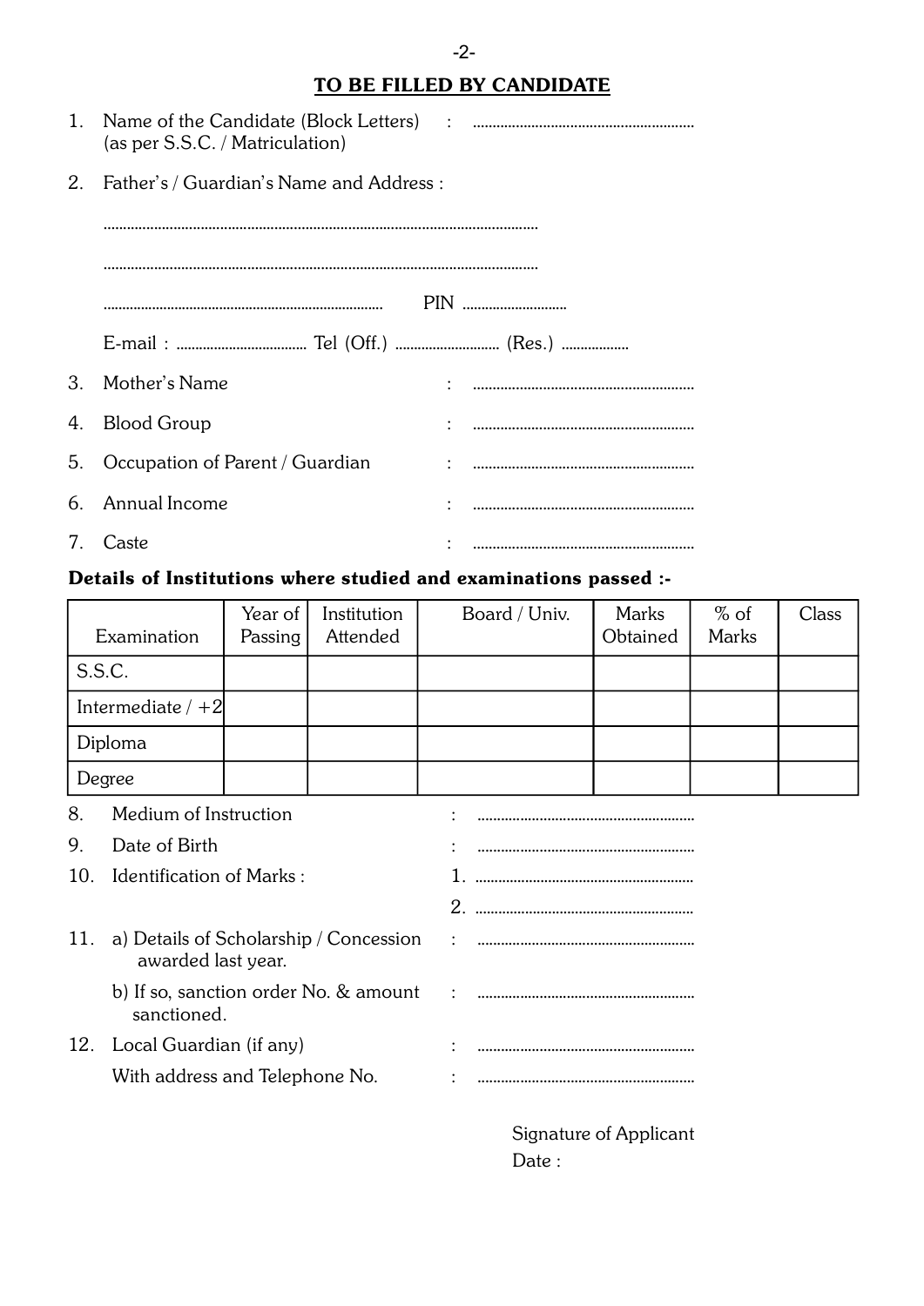## TO BE FILLED BY CANDIDATE

1. Name of the Candidate (Block Letters) (as per S.S.C. / Matriculation) : ..........................................................

2. Father's / Guardian's Name and Address :

   ..............................................................................................................

   ..............................................................................................................

   ......................................................................... PIN ............................

   E-mail : .................................. Tel (Off.) ........................... (Res.) ..................

3. Mother's Name : ..........................................................

4. Blood Group : ..........................................................

5. Occupation of Parent / Guardian : ..........................................................

6. Annual Income : ..........................................................

7. Caste : ..........................................................

**Details of Institutions where studied and examinations passed :-**

| Examination | Year of Passing | Institution Attended | Board / Univ. | Marks Obtained | % of Marks | Class |
|---|---|---|---|---|---|---|
| S.S.C. | | | | | | |
| Intermediate / +2 | | | | | | |
| Diploma | | | | | | |
| Degree | | | | | | |

8. Medium of Instruction : ..........................................................

9. Date of Birth : ..........................................................

10. Identification of Marks : 1. ..........................................................

    2. ..........................................................

11. a) Details of Scholarship / Concession awarded last year. : ..........................................................

    b) If so, sanction order No. & amount sanctioned. : ..........................................................

12. Local Guardian (if any) : ..........................................................

    With address and Telephone No. : ..........................................................

Signature of Applicant

Date :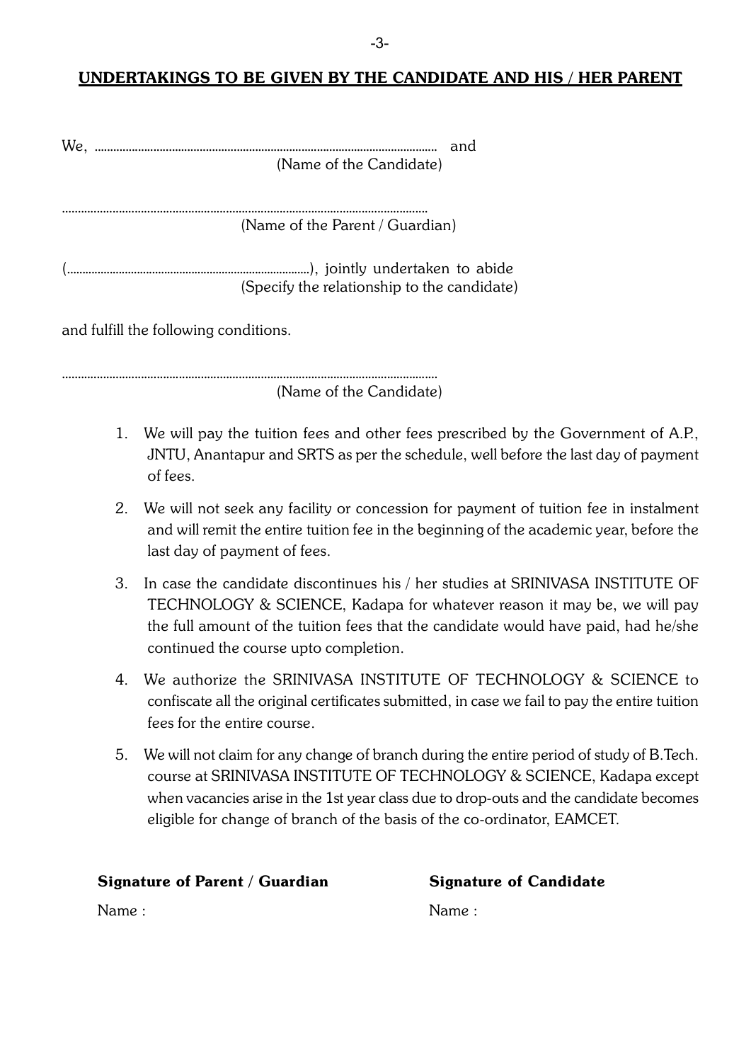## UNDERTAKINGS TO BE GIVEN BY THE CANDIDATE AND HIS / HER PARENT

We, ............................................................................................................ and
(Name of the Candidate)

..................................................................................................................
(Name of the Parent / Guardian)

(.............................................................................), jointly undertaken to abide
(Specify the relationship to the candidate)

and fulfill the following conditions.

......................................................................................................................
(Name of the Candidate)

1. We will pay the tuition fees and other fees prescribed by the Government of A.P., JNTU, Anantapur and SRTS as per the schedule, well before the last day of payment of fees.
2. We will not seek any facility or concession for payment of tuition fee in instalment and will remit the entire tuition fee in the beginning of the academic year, before the last day of payment of fees.
3. In case the candidate discontinues his / her studies at SRINIVASA INSTITUTE OF TECHNOLOGY & SCIENCE, Kadapa for whatever reason it may be, we will pay the full amount of the tuition fees that the candidate would have paid, had he/she continued the course upto completion.
4. We authorize the SRINIVASA INSTITUTE OF TECHNOLOGY & SCIENCE to confiscate all the original certificates submitted, in case we fail to pay the entire tuition fees for the entire course.
5. We will not claim for any change of branch during the entire period of study of B.Tech. course at SRINIVASA INSTITUTE OF TECHNOLOGY & SCIENCE, Kadapa except when vacancies arise in the 1st year class due to drop-outs and the candidate becomes eligible for change of branch of the basis of the co-ordinator, EAMCET.

**Signature of Parent / Guardian**

Name :

**Signature of Candidate**

Name :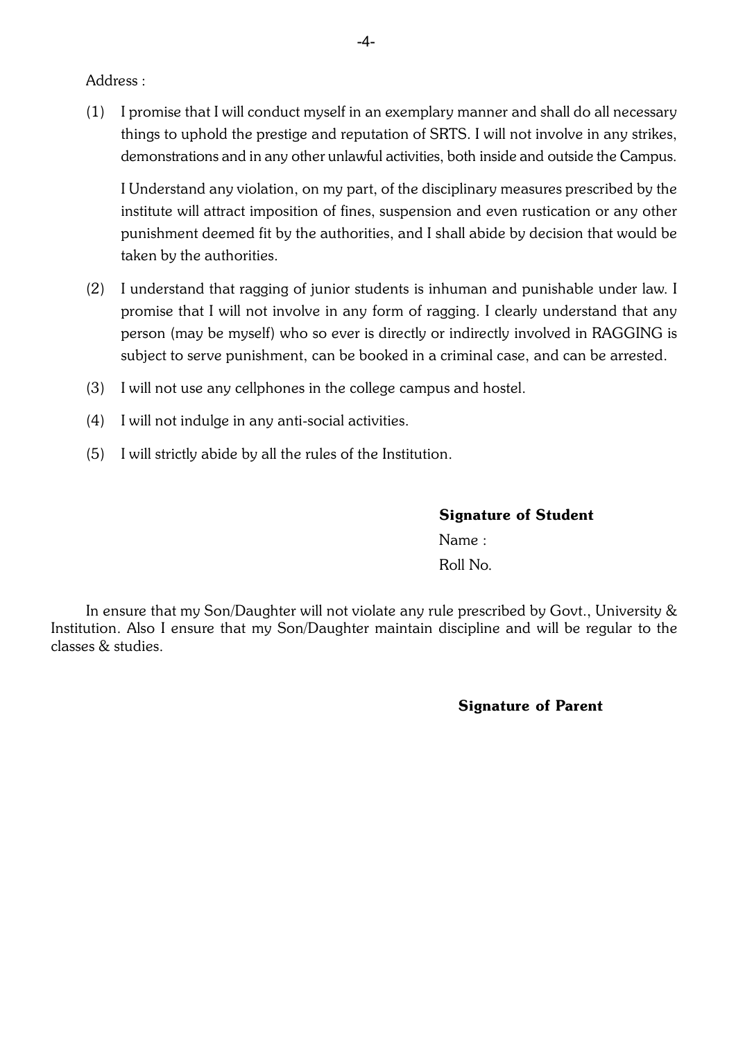Address :

(1) I promise that I will conduct myself in an exemplary manner and shall do all necessary things to uphold the prestige and reputation of SRTS. I will not involve in any strikes, demonstrations and in any other unlawful activities, both inside and outside the Campus.

    I Understand any violation, on my part, of the disciplinary measures prescribed by the institute will attract imposition of fines, suspension and even rustication or any other punishment deemed fit by the authorities, and I shall abide by decision that would be taken by the authorities.

(2) I understand that ragging of junior students is inhuman and punishable under law. I promise that I will not involve in any form of ragging. I clearly understand that any person (may be myself) who so ever is directly or indirectly involved in RAGGING is subject to serve punishment, can be booked in a criminal case, and can be arrested.

(3) I will not use any cellphones in the college campus and hostel.

(4) I will not indulge in any anti-social activities.

(5) I will strictly abide by all the rules of the Institution.

**Signature of Student**

Name :

Roll No.

In ensure that my Son/Daughter will not violate any rule prescribed by Govt., University & Institution. Also I ensure that my Son/Daughter maintain discipline and will be regular to the classes & studies.

**Signature of Parent**